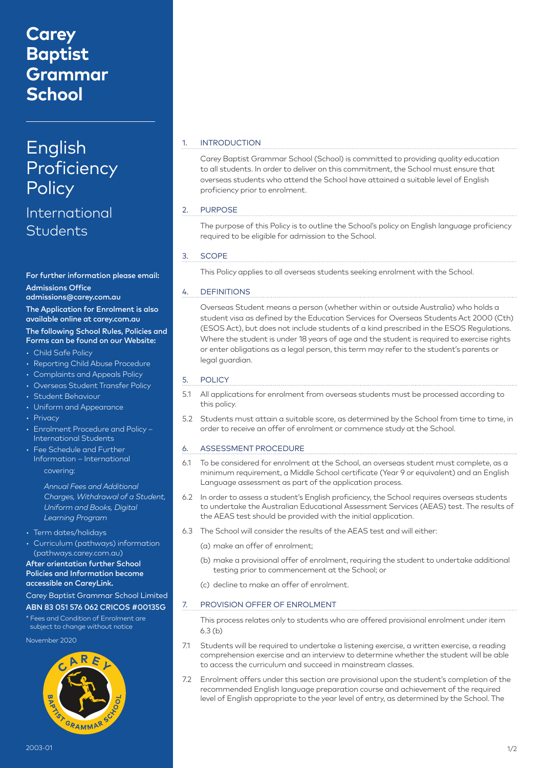# Carey Baptist Grammar School

# English Proficiency Policy

## International Students

**For further information please email:**

**Admissions Office**
**admissions@carey.com.au**

**The Application for Enrolment is also available online at carey.com.au**

**The following School Rules, Policies and Forms can be found on our Website:**

- Child Safe Policy
- Reporting Child Abuse Procedure
- Complaints and Appeals Policy
- Overseas Student Transfer Policy
- Student Behaviour
- Uniform and Appearance
- Privacy
- Enrolment Procedure and Policy – International Students
- Fee Schedule and Further Information – International covering:

  *Annual Fees and Additional Charges, Withdrawal of a Student, Uniform and Books, Digital Learning Program*

- Term dates/holidays
- Curriculum (pathways) information (pathways.carey.com.au)

**After orientation further School Policies and Information become accessible on CareyLink.**

Carey Baptist Grammar School Limited
**ABN 83 051 576 062 CRICOS #00135G**

* Fees and Condition of Enrolment are subject to change without notice

November 2020

2003-01

## 1. INTRODUCTION

Carey Baptist Grammar School (School) is committed to providing quality education to all students. In order to deliver on this commitment, the School must ensure that overseas students who attend the School have attained a suitable level of English proficiency prior to enrolment.

## 2. PURPOSE

The purpose of this Policy is to outline the School's policy on English language proficiency required to be eligible for admission to the School.

## 3. SCOPE

This Policy applies to all overseas students seeking enrolment with the School.

## 4. DEFINITIONS

Overseas Student means a person (whether within or outside Australia) who holds a student visa as defined by the Education Services for Overseas Students Act 2000 (Cth) (ESOS Act), but does not include students of a kind prescribed in the ESOS Regulations. Where the student is under 18 years of age and the student is required to exercise rights or enter obligations as a legal person, this term may refer to the student's parents or legal guardian.

## 5. POLICY

5.1 All applications for enrolment from overseas students must be processed according to this policy.

5.2 Students must attain a suitable score, as determined by the School from time to time, in order to receive an offer of enrolment or commence study at the School.

## 6. ASSESSMENT PROCEDURE

6.1 To be considered for enrolment at the School, an overseas student must complete, as a minimum requirement, a Middle School certificate (Year 9 or equivalent) and an English Language assessment as part of the application process.

6.2 In order to assess a student's English proficiency, the School requires overseas students to undertake the Australian Educational Assessment Services (AEAS) test. The results of the AEAS test should be provided with the initial application.

6.3 The School will consider the results of the AEAS test and will either:

(a) make an offer of enrolment;

(b) make a provisional offer of enrolment, requiring the student to undertake additional testing prior to commencement at the School; or

(c) decline to make an offer of enrolment.

## 7. PROVISION OFFER OF ENROLMENT

This process relates only to students who are offered provisional enrolment under item 6.3 (b)

7.1 Students will be required to undertake a listening exercise, a written exercise, a reading comprehension exercise and an interview to determine whether the student will be able to access the curriculum and succeed in mainstream classes.

7.2 Enrolment offers under this section are provisional upon the student's completion of the recommended English language preparation course and achievement of the required level of English appropriate to the year level of entry, as determined by the School. The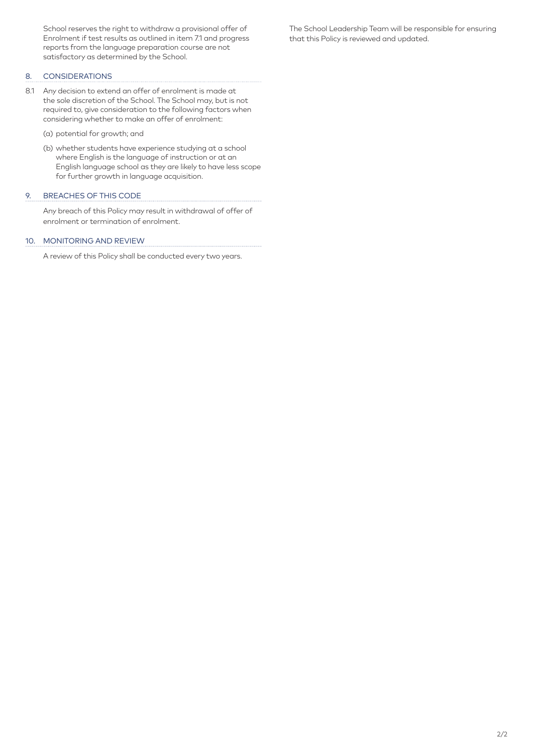School reserves the right to withdraw a provisional offer of Enrolment if test results as outlined in item 7.1 and progress reports from the language preparation course are not satisfactory as determined by the School.

## 8. CONSIDERATIONS

8.1 Any decision to extend an offer of enrolment is made at the sole discretion of the School. The School may, but is not required to, give consideration to the following factors when considering whether to make an offer of enrolment:

(a) potential for growth; and

(b) whether students have experience studying at a school where English is the language of instruction or at an English language school as they are likely to have less scope for further growth in language acquisition.

## 9. BREACHES OF THIS CODE

Any breach of this Policy may result in withdrawal of offer of enrolment or termination of enrolment.

## 10. MONITORING AND REVIEW

A review of this Policy shall be conducted every two years.

The School Leadership Team will be responsible for ensuring that this Policy is reviewed and updated.